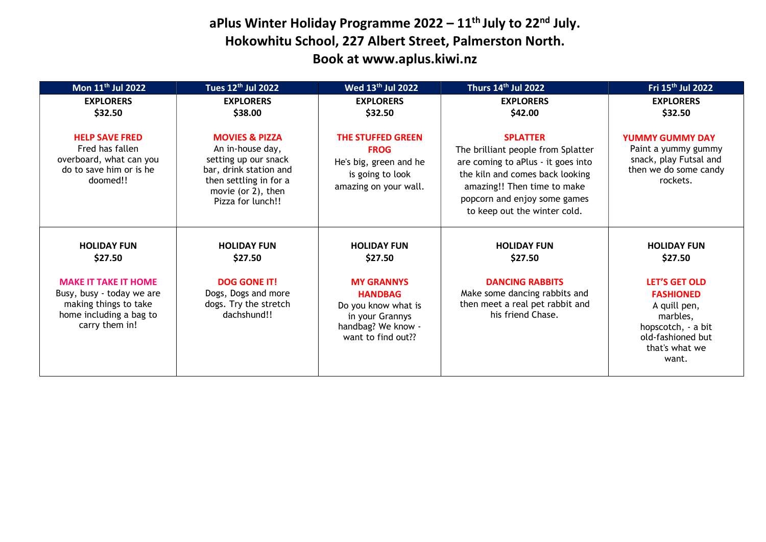# aPlus Winter Holiday Programme 2022 – 11th July to 22nd July.
# Hokowhitu School, 227 Albert Street, Palmerston North.
# Book at www.aplus.kiwi.nz

| Mon 11th Jul 2022 | Tues 12th Jul 2022 | Wed 13th Jul 2022 | Thurs 14th Jul 2022 | Fri 15th Jul 2022 |
|---|---|---|---|---|
| **EXPLORERS** **$32.50** **HELP SAVE FRED** Fred has fallen overboard, what can you do to save him or is he doomed!! | **EXPLORERS** **$38.00** **MOVIES & PIZZA** An in-house day, setting up our snack bar, drink station and then settling in for a movie (or 2), then Pizza for lunch!! | **EXPLORERS** **$32.50** **THE STUFFED GREEN FROG** He's big, green and he is going to look amazing on your wall. | **EXPLORERS** **$42.00** **SPLATTER** The brilliant people from Splatter are coming to aPlus - it goes into the kiln and comes back looking amazing!! Then time to make popcorn and enjoy some games to keep out the winter cold. | **EXPLORERS** **$32.50** **YUMMY GUMMY DAY** Paint a yummy gummy snack, play Futsal and then we do some candy rockets. |
| **HOLIDAY FUN** **$27.50** **MAKE IT TAKE IT HOME** Busy, busy - today we are making things to take home including a bag to carry them in! | **HOLIDAY FUN** **$27.50** **DOG GONE IT!** Dogs, Dogs and more dogs. Try the stretch dachshund!! | **HOLIDAY FUN** **$27.50** **MY GRANNYS HANDBAG** Do you know what is in your Grannys handbag? We know - want to find out?? | **HOLIDAY FUN** **$27.50** **DANCING RABBITS** Make some dancing rabbits and then meet a real pet rabbit and his friend Chase. | **HOLIDAY FUN** **$27.50** **LET'S GET OLD FASHIONED** A quill pen, marbles, hopscotch, - a bit old-fashioned but that's what we want. |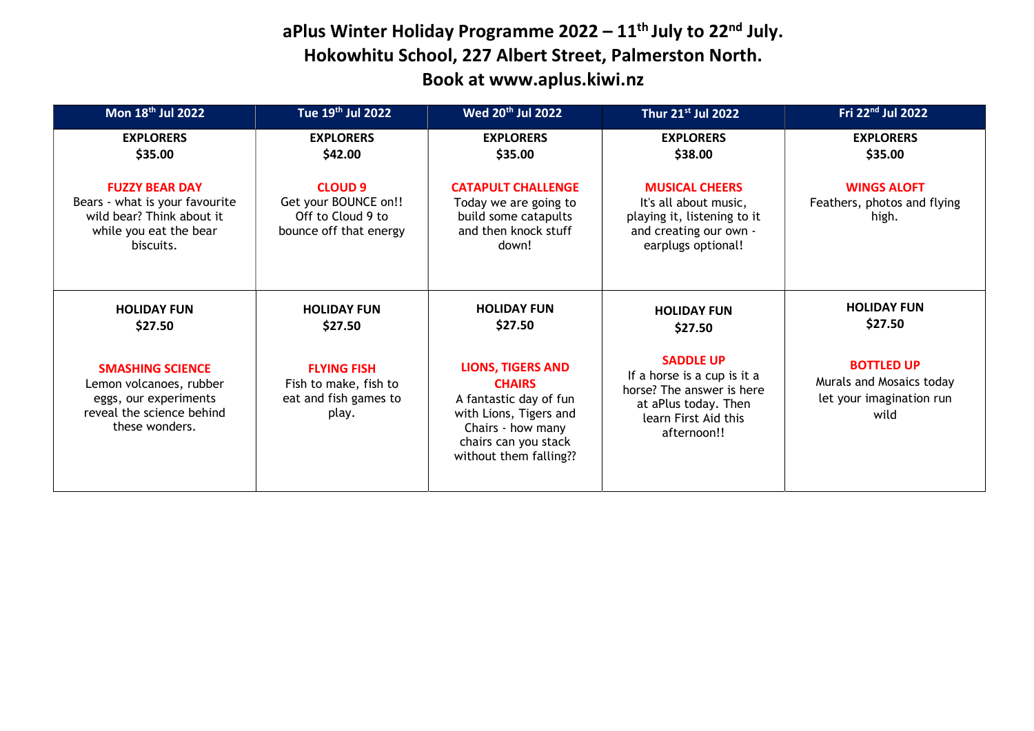# aPlus Winter Holiday Programme 2022 – 11th July to 22nd July.

# Hokowhitu School, 227 Albert Street, Palmerston North.

# Book at www.aplus.kiwi.nz

| Mon 18th Jul 2022 | Tue 19th Jul 2022 | Wed 20th Jul 2022 | Thur 21st Jul 2022 | Fri 22nd Jul 2022 |
|---|---|---|---|---|
| **EXPLORERS** **$35.00** **FUZZY BEAR DAY** Bears - what is your favourite wild bear? Think about it while you eat the bear biscuits. | **EXPLORERS** **$42.00** **CLOUD 9** Get your BOUNCE on!! Off to Cloud 9 to bounce off that energy | **EXPLORERS** **$35.00** **CATAPULT CHALLENGE** Today we are going to build some catapults and then knock stuff down! | **EXPLORERS** **$38.00** **MUSICAL CHEERS** It's all about music, playing it, listening to it and creating our own - earplugs optional! | **EXPLORERS** **$35.00** **WINGS ALOFT** Feathers, photos and flying high. |
| **HOLIDAY FUN** **$27.50** **SMASHING SCIENCE** Lemon volcanoes, rubber eggs, our experiments reveal the science behind these wonders. | **HOLIDAY FUN** **$27.50** **FLYING FISH** Fish to make, fish to eat and fish games to play. | **HOLIDAY FUN** **$27.50** **LIONS, TIGERS AND CHAIRS** A fantastic day of fun with Lions, Tigers and Chairs - how many chairs can you stack without them falling?? | **HOLIDAY FUN** **$27.50** **SADDLE UP** If a horse is a cup is it a horse? The answer is here at aPlus today. Then learn First Aid this afternoon!! | **HOLIDAY FUN** **$27.50** **BOTTLED UP** Murals and Mosaics today let your imagination run wild |